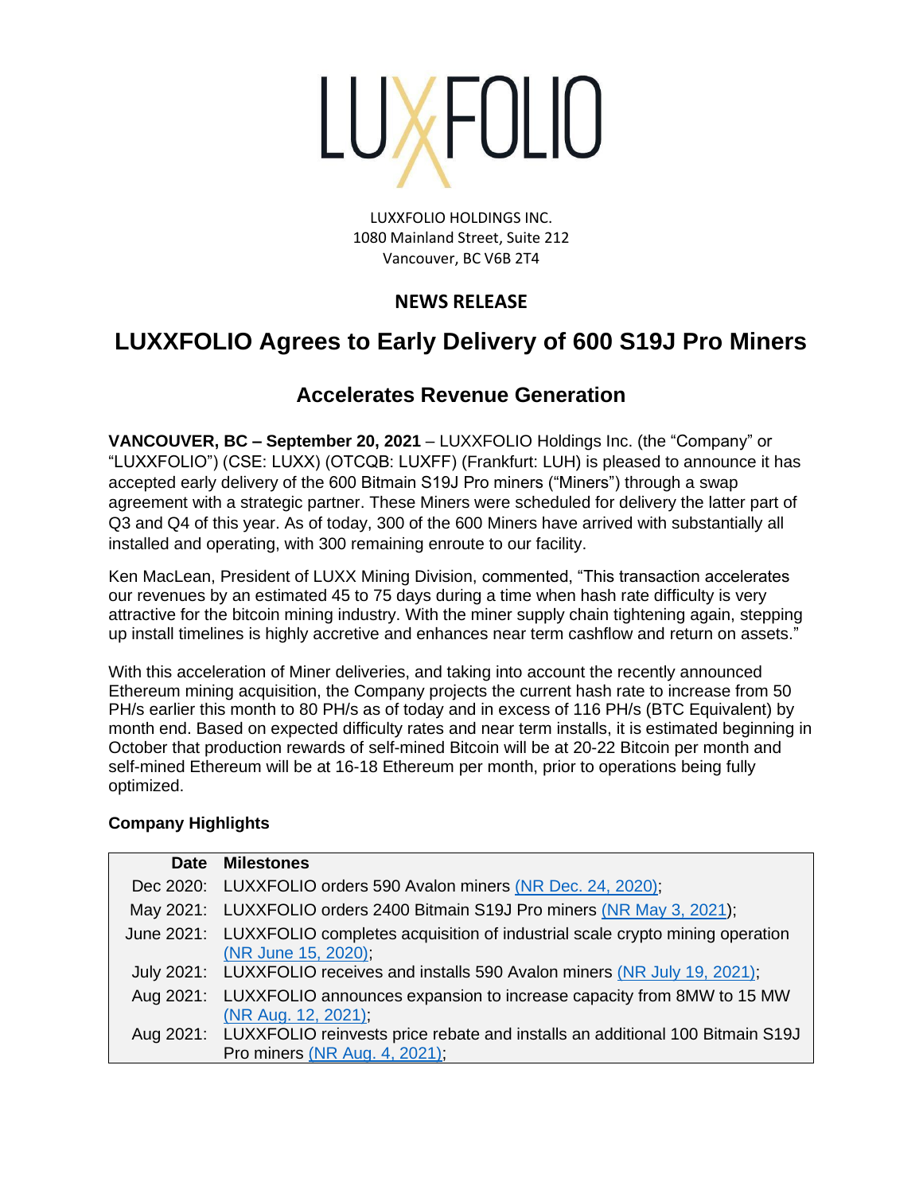LUXFOLIO

LUXXFOLIO HOLDINGS INC.
1080 Mainland Street, Suite 212
Vancouver, BC V6B 2T4

**NEWS RELEASE**

# LUXXFOLIO Agrees to Early Delivery of 600 S19J Pro Miners

## Accelerates Revenue Generation

**VANCOUVER, BC – September 20, 2021** – LUXXFOLIO Holdings Inc. (the "Company" or "LUXXFOLIO") (CSE: LUXX) (OTCQB: LUXFF) (Frankfurt: LUH) is pleased to announce it has accepted early delivery of the 600 Bitmain S19J Pro miners ("Miners") through a swap agreement with a strategic partner. These Miners were scheduled for delivery the latter part of Q3 and Q4 of this year. As of today, 300 of the 600 Miners have arrived with substantially all installed and operating, with 300 remaining enroute to our facility.

Ken MacLean, President of LUXX Mining Division, commented, "This transaction accelerates our revenues by an estimated 45 to 75 days during a time when hash rate difficulty is very attractive for the bitcoin mining industry. With the miner supply chain tightening again, stepping up install timelines is highly accretive and enhances near term cashflow and return on assets."

With this acceleration of Miner deliveries, and taking into account the recently announced Ethereum mining acquisition, the Company projects the current hash rate to increase from 50 PH/s earlier this month to 80 PH/s as of today and in excess of 116 PH/s (BTC Equivalent) by month end. Based on expected difficulty rates and near term installs, it is estimated beginning in October that production rewards of self-mined Bitcoin will be at 20-22 Bitcoin per month and self-mined Ethereum will be at 16-18 Ethereum per month, prior to operations being fully optimized.

**Company Highlights**

| Date | Milestones |
|---|---|
| Dec 2020: | LUXXFOLIO orders 590 Avalon miners (NR Dec. 24, 2020); |
| May 2021: | LUXXFOLIO orders 2400 Bitmain S19J Pro miners (NR May 3, 2021); |
| June 2021: | LUXXFOLIO completes acquisition of industrial scale crypto mining operation (NR June 15, 2020); |
| July 2021: | LUXXFOLIO receives and installs 590 Avalon miners (NR July 19, 2021); |
| Aug 2021: | LUXXFOLIO announces expansion to increase capacity from 8MW to 15 MW (NR Aug. 12, 2021); |
| Aug 2021: | LUXXFOLIO reinvests price rebate and installs an additional 100 Bitmain S19J Pro miners (NR Aug. 4, 2021); |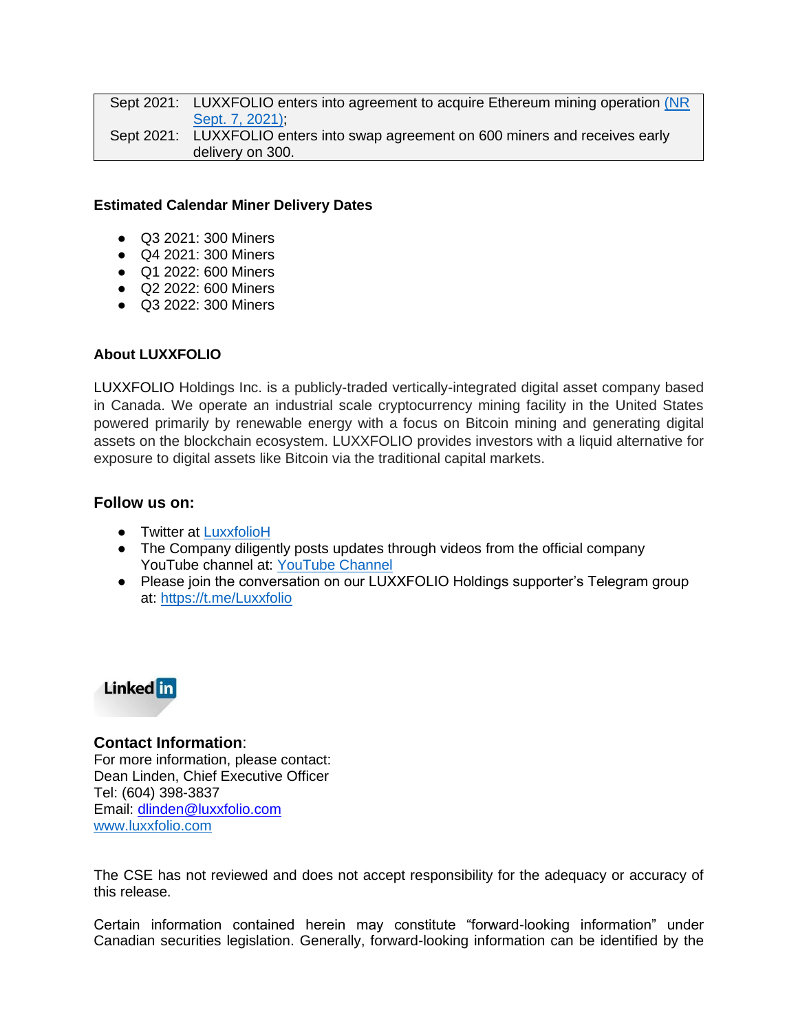| | |
|---|---|
| Sept 2021: | LUXXFOLIO enters into agreement to acquire Ethereum mining operation (NR Sept. 7, 2021); |
| Sept 2021: | LUXXFOLIO enters into swap agreement on 600 miners and receives early delivery on 300. |

**Estimated Calendar Miner Delivery Dates**

- Q3 2021: 300 Miners
- Q4 2021: 300 Miners
- Q1 2022: 600 Miners
- Q2 2022: 600 Miners
- Q3 2022: 300 Miners

**About LUXXFOLIO**

LUXXFOLIO Holdings Inc. is a publicly-traded vertically-integrated digital asset company based in Canada. We operate an industrial scale cryptocurrency mining facility in the United States powered primarily by renewable energy with a focus on Bitcoin mining and generating digital assets on the blockchain ecosystem. LUXXFOLIO provides investors with a liquid alternative for exposure to digital assets like Bitcoin via the traditional capital markets.

**Follow us on:**

- Twitter at LuxxfolioH
- The Company diligently posts updates through videos from the official company YouTube channel at: YouTube Channel
- Please join the conversation on our LUXXFOLIO Holdings supporter's Telegram group at: https://t.me/Luxxfolio

LinkedIn

**Contact Information**:
For more information, please contact:
Dean Linden, Chief Executive Officer
Tel: (604) 398-3837
Email: dlinden@luxxfolio.com
www.luxxfolio.com

The CSE has not reviewed and does not accept responsibility for the adequacy or accuracy of this release.

Certain information contained herein may constitute "forward-looking information" under Canadian securities legislation. Generally, forward-looking information can be identified by the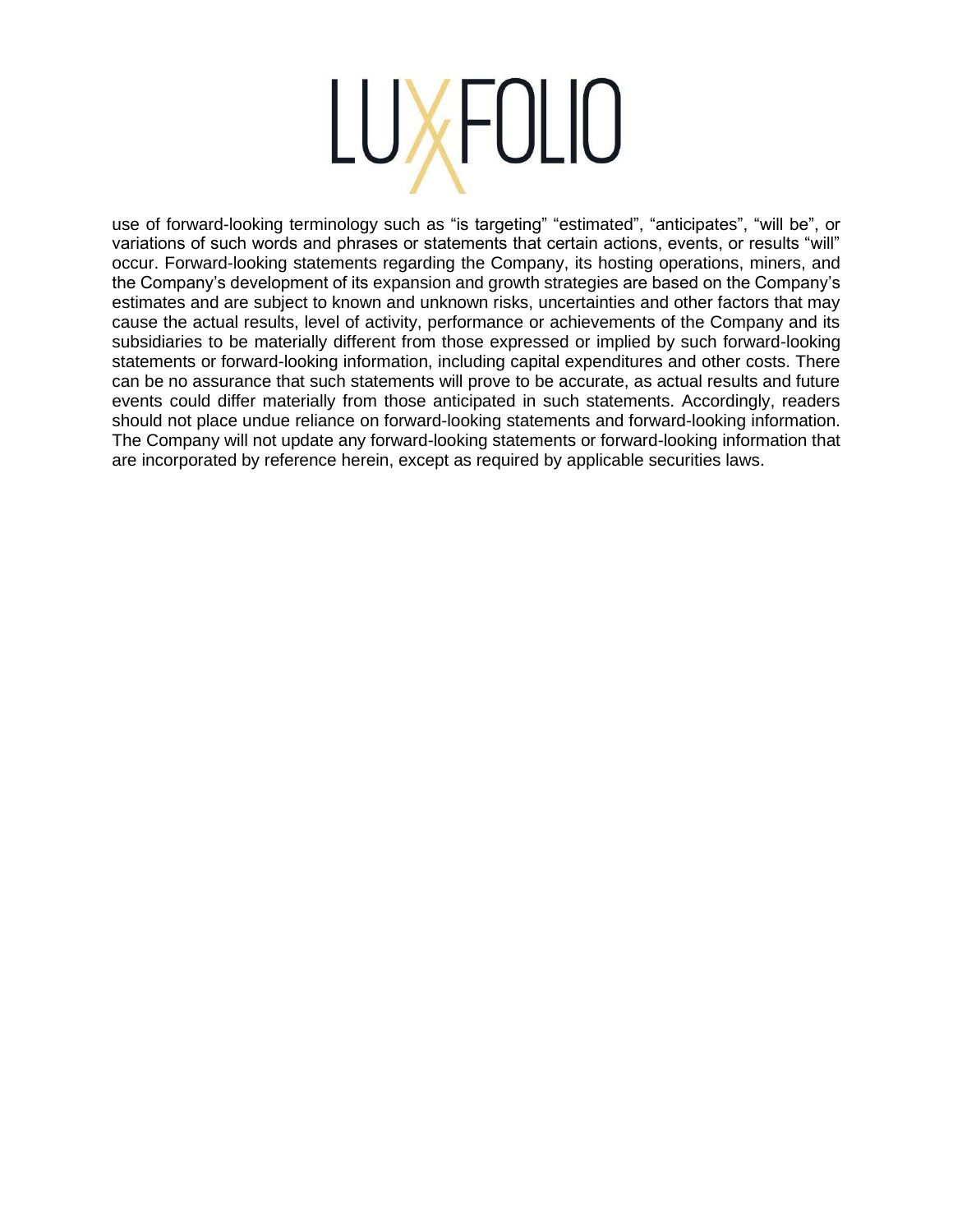use of forward-looking terminology such as “is targeting” “estimated”, “anticipates”, “will be”, or variations of such words and phrases or statements that certain actions, events, or results “will” occur. Forward-looking statements regarding the Company, its hosting operations, miners, and the Company’s development of its expansion and growth strategies are based on the Company’s estimates and are subject to known and unknown risks, uncertainties and other factors that may cause the actual results, level of activity, performance or achievements of the Company and its subsidiaries to be materially different from those expressed or implied by such forward-looking statements or forward-looking information, including capital expenditures and other costs. There can be no assurance that such statements will prove to be accurate, as actual results and future events could differ materially from those anticipated in such statements. Accordingly, readers should not place undue reliance on forward-looking statements and forward-looking information. The Company will not update any forward-looking statements or forward-looking information that are incorporated by reference herein, except as required by applicable securities laws.